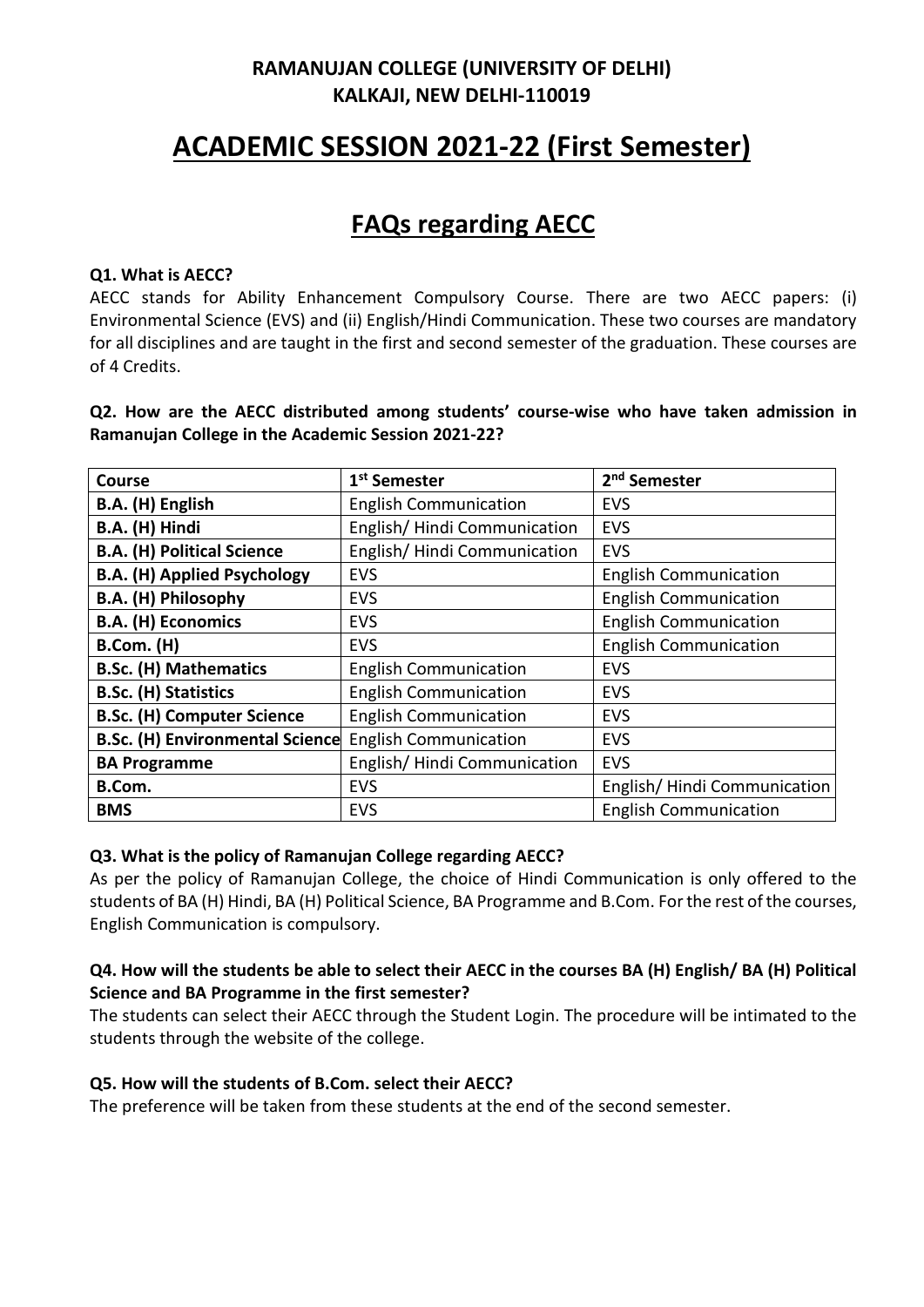**RAMANUJAN COLLEGE (UNIVERSITY OF DELHI)**
**KALKAJI, NEW DELHI-110019**

# ACADEMIC SESSION 2021-22 (First Semester)

## FAQs regarding AECC

**Q1. What is AECC?**

AECC stands for Ability Enhancement Compulsory Course. There are two AECC papers: (i) Environmental Science (EVS) and (ii) English/Hindi Communication. These two courses are mandatory for all disciplines and are taught in the first and second semester of the graduation. These courses are of 4 Credits.

**Q2. How are the AECC distributed among students' course-wise who have taken admission in Ramanujan College in the Academic Session 2021-22?**

| Course | 1st Semester | 2nd Semester |
|---|---|---|
| **B.A. (H) English** | English Communication | EVS |
| **B.A. (H) Hindi** | English/ Hindi Communication | EVS |
| **B.A. (H) Political Science** | English/ Hindi Communication | EVS |
| **B.A. (H) Applied Psychology** | EVS | English Communication |
| **B.A. (H) Philosophy** | EVS | English Communication |
| **B.A. (H) Economics** | EVS | English Communication |
| **B.Com. (H)** | EVS | English Communication |
| **B.Sc. (H) Mathematics** | English Communication | EVS |
| **B.Sc. (H) Statistics** | English Communication | EVS |
| **B.Sc. (H) Computer Science** | English Communication | EVS |
| **B.Sc. (H) Environmental Science** | English Communication | EVS |
| **BA Programme** | English/ Hindi Communication | EVS |
| **B.Com.** | EVS | English/ Hindi Communication |
| **BMS** | EVS | English Communication |

**Q3. What is the policy of Ramanujan College regarding AECC?**

As per the policy of Ramanujan College, the choice of Hindi Communication is only offered to the students of BA (H) Hindi, BA (H) Political Science, BA Programme and B.Com. For the rest of the courses, English Communication is compulsory.

**Q4. How will the students be able to select their AECC in the courses BA (H) English/ BA (H) Political Science and BA Programme in the first semester?**

The students can select their AECC through the Student Login. The procedure will be intimated to the students through the website of the college.

**Q5. How will the students of B.Com. select their AECC?**

The preference will be taken from these students at the end of the second semester.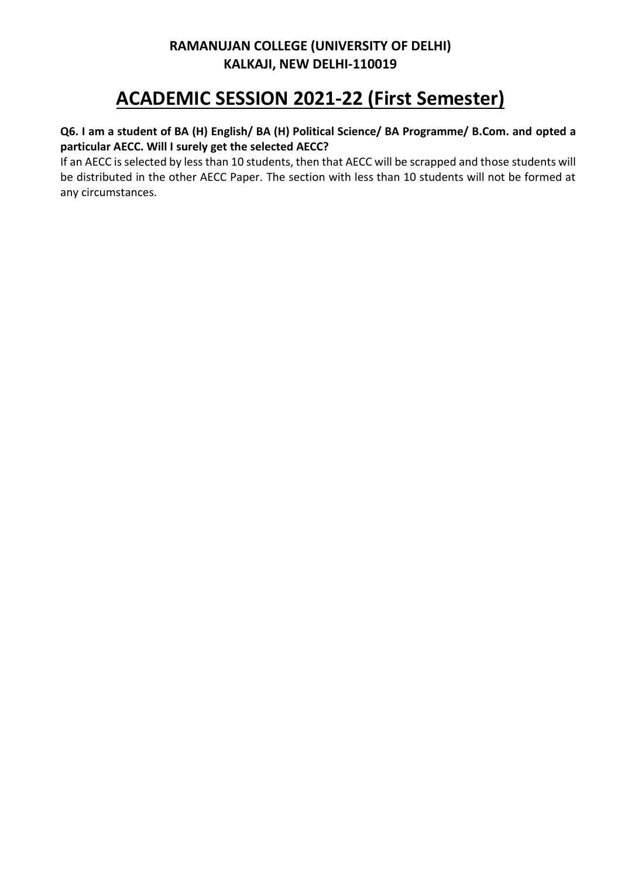**RAMANUJAN COLLEGE (UNIVERSITY OF DELHI)**
**KALKAJI, NEW DELHI-110019**

# ACADEMIC SESSION 2021-22 (First Semester)

**Q6. I am a student of BA (H) English/ BA (H) Political Science/ BA Programme/ B.Com. and opted a particular AECC. Will I surely get the selected AECC?**

If an AECC is selected by less than 10 students, then that AECC will be scrapped and those students will be distributed in the other AECC Paper. The section with less than 10 students will not be formed at any circumstances.